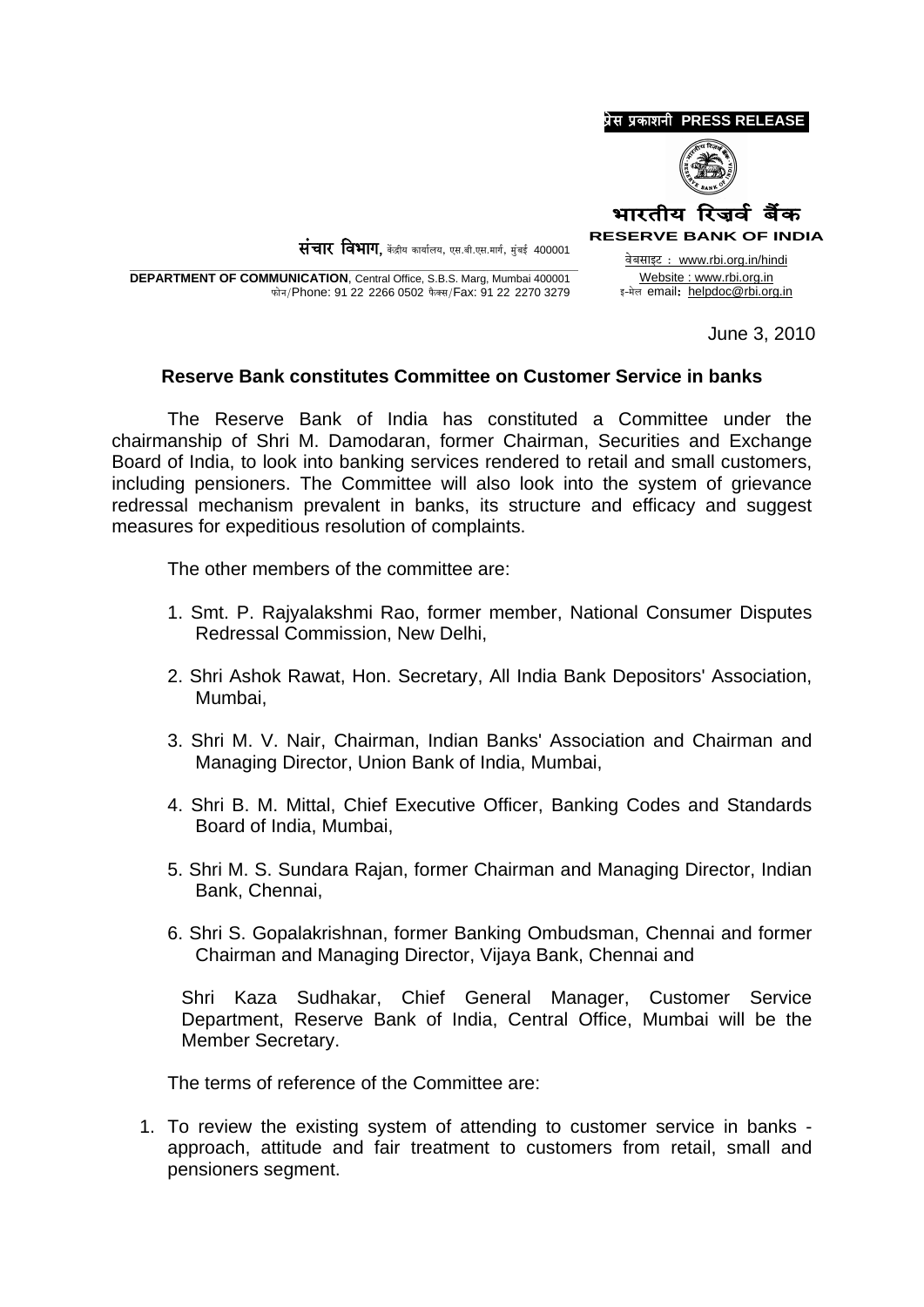प्रेस प्रकाशनी **PRESS RELEASE**

भारतीय रिज़र्व बैंक
**RESERVE BANK OF INDIA**

संचार विभाग, केंद्रीय कार्यालय, एस.बी.एस.मार्ग, मुंबई 400001

**DEPARTMENT OF COMMUNICATION**, Central Office, S.B.S. Marg, Mumbai 400001
फोन/Phone: 91 22 2266 0502 फैक्स/Fax: 91 22 2270 3279

वेबसाइट : www.rbi.org.in/hindi
Website : www.rbi.org.in
इ-मेल email: helpdoc@rbi.org.in

June 3, 2010

## Reserve Bank constitutes Committee on Customer Service in banks

The Reserve Bank of India has constituted a Committee under the chairmanship of Shri M. Damodaran, former Chairman, Securities and Exchange Board of India, to look into banking services rendered to retail and small customers, including pensioners. The Committee will also look into the system of grievance redressal mechanism prevalent in banks, its structure and efficacy and suggest measures for expeditious resolution of complaints.

The other members of the committee are:

1. Smt. P. Rajyalakshmi Rao, former member, National Consumer Disputes Redressal Commission, New Delhi,
2. Shri Ashok Rawat, Hon. Secretary, All India Bank Depositors' Association, Mumbai,
3. Shri M. V. Nair, Chairman, Indian Banks' Association and Chairman and Managing Director, Union Bank of India, Mumbai,
4. Shri B. M. Mittal, Chief Executive Officer, Banking Codes and Standards Board of India, Mumbai,
5. Shri M. S. Sundara Rajan, former Chairman and Managing Director, Indian Bank, Chennai,
6. Shri S. Gopalakrishnan, former Banking Ombudsman, Chennai and former Chairman and Managing Director, Vijaya Bank, Chennai and

Shri Kaza Sudhakar, Chief General Manager, Customer Service Department, Reserve Bank of India, Central Office, Mumbai will be the Member Secretary.

The terms of reference of the Committee are:

1. To review the existing system of attending to customer service in banks - approach, attitude and fair treatment to customers from retail, small and pensioners segment.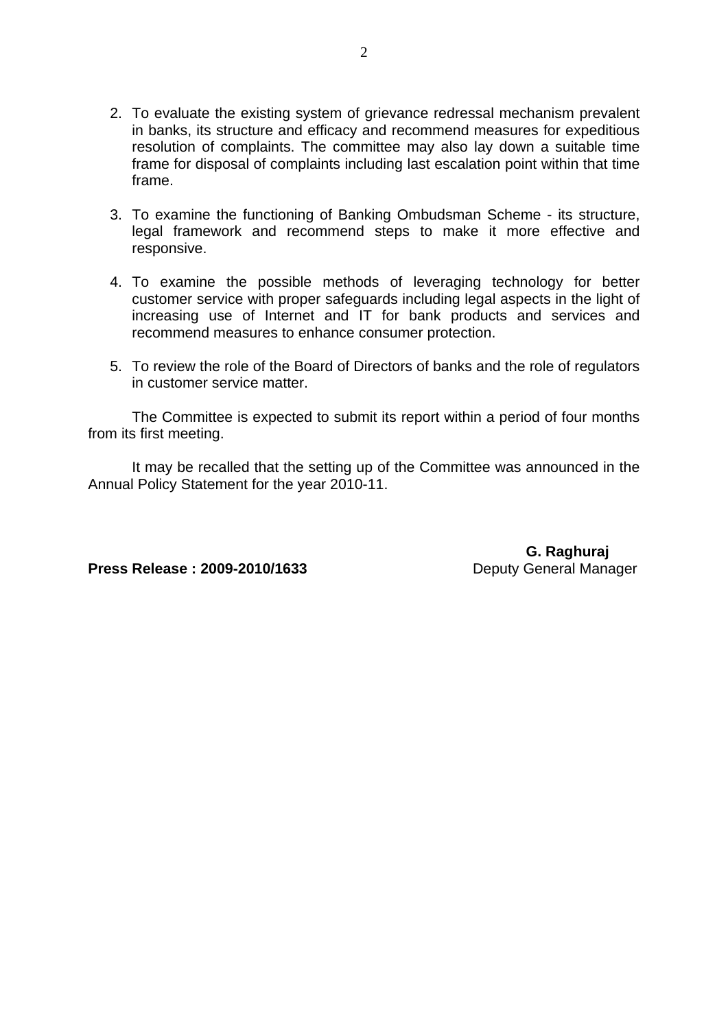2. To evaluate the existing system of grievance redressal mechanism prevalent in banks, its structure and efficacy and recommend measures for expeditious resolution of complaints. The committee may also lay down a suitable time frame for disposal of complaints including last escalation point within that time frame.

3. To examine the functioning of Banking Ombudsman Scheme - its structure, legal framework and recommend steps to make it more effective and responsive.

4. To examine the possible methods of leveraging technology for better customer service with proper safeguards including legal aspects in the light of increasing use of Internet and IT for bank products and services and recommend measures to enhance consumer protection.

5. To review the role of the Board of Directors of banks and the role of regulators in customer service matter.

The Committee is expected to submit its report within a period of four months from its first meeting.

It may be recalled that the setting up of the Committee was announced in the Annual Policy Statement for the year 2010-11.

**G. Raghuraj**
Deputy General Manager

**Press Release : 2009-2010/1633**